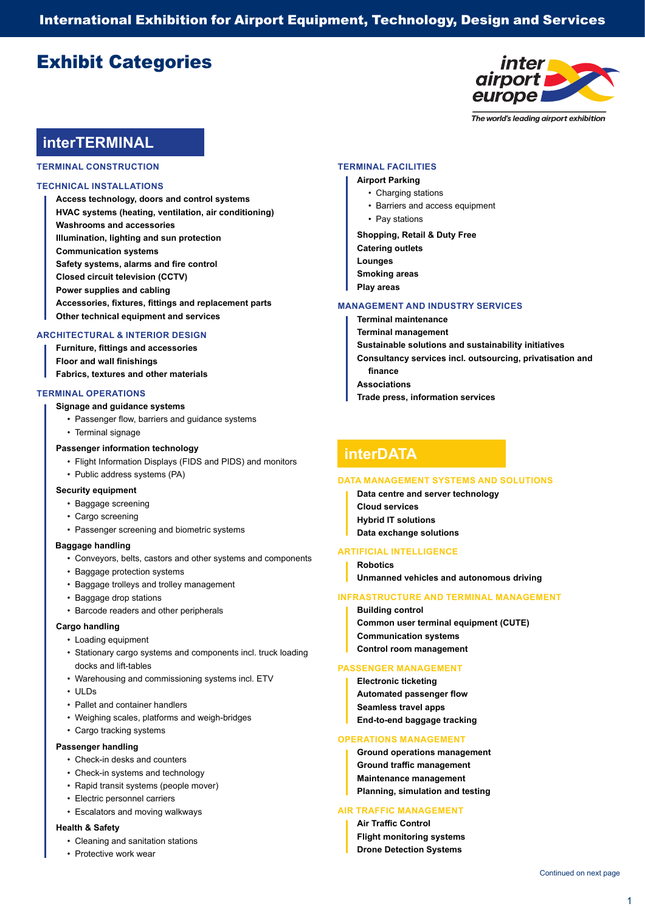International Exhibition for Airport Equipment, Technology, Design and Services

# Exhibit Categories

inter airport europe
*The world's leading airport exhibition*

## interTERMINAL

### TERMINAL CONSTRUCTION

### TECHNICAL INSTALLATIONS

**Access technology, doors and control systems**
**HVAC systems (heating, ventilation, air conditioning)**
**Washrooms and accessories**
**Illumination, lighting and sun protection**
**Communication systems**
**Safety systems, alarms and fire control**
**Closed circuit television (CCTV)**
**Power supplies and cabling**
**Accessories, fixtures, fittings and replacement parts**
**Other technical equipment and services**

### ARCHITECTURAL & INTERIOR DESIGN

**Furniture, fittings and accessories**
**Floor and wall finishings**
**Fabrics, textures and other materials**

### TERMINAL OPERATIONS

**Signage and guidance systems**
- Passenger flow, barriers and guidance systems
- Terminal signage

**Passenger information technology**
- Flight Information Displays (FIDS and PIDS) and monitors
- Public address systems (PA)

**Security equipment**
- Baggage screening
- Cargo screening
- Passenger screening and biometric systems

**Baggage handling**
- Conveyors, belts, castors and other systems and components
- Baggage protection systems
- Baggage trolleys and trolley management
- Baggage drop stations
- Barcode readers and other peripherals

**Cargo handling**
- Loading equipment
- Stationary cargo systems and components incl. truck loading docks and lift-tables
- Warehousing and commissioning systems incl. ETV
- ULDs
- Pallet and container handlers
- Weighing scales, platforms and weigh-bridges
- Cargo tracking systems

**Passenger handling**
- Check-in desks and counters
- Check-in systems and technology
- Rapid transit systems (people mover)
- Electric personnel carriers
- Escalators and moving walkways

**Health & Safety**
- Cleaning and sanitation stations
- Protective work wear

### TERMINAL FACILITIES

**Airport Parking**
- Charging stations
- Barriers and access equipment
- Pay stations

**Shopping, Retail & Duty Free**
**Catering outlets**
**Lounges**
**Smoking areas**
**Play areas**

### MANAGEMENT AND INDUSTRY SERVICES

**Terminal maintenance**
**Terminal management**
**Sustainable solutions and sustainability initiatives**
**Consultancy services incl. outsourcing, privatisation and finance**
**Associations**
**Trade press, information services**

## interDATA

### DATA MANAGEMENT SYSTEMS AND SOLUTIONS

**Data centre and server technology**
**Cloud services**
**Hybrid IT solutions**
**Data exchange solutions**

### ARTIFICIAL INTELLIGENCE

**Robotics**
**Unmanned vehicles and autonomous driving**

### INFRASTRUCTURE AND TERMINAL MANAGEMENT

**Building control**
**Common user terminal equipment (CUTE)**
**Communication systems**
**Control room management**

### PASSENGER MANAGEMENT

**Electronic ticketing**
**Automated passenger flow**
**Seamless travel apps**
**End-to-end baggage tracking**

### OPERATIONS MANAGEMENT

**Ground operations management**
**Ground traffic management**
**Maintenance management**
**Planning, simulation and testing**

### AIR TRAFFIC MANAGEMENT

**Air Traffic Control**
**Flight monitoring systems**
**Drone Detection Systems**

Continued on next page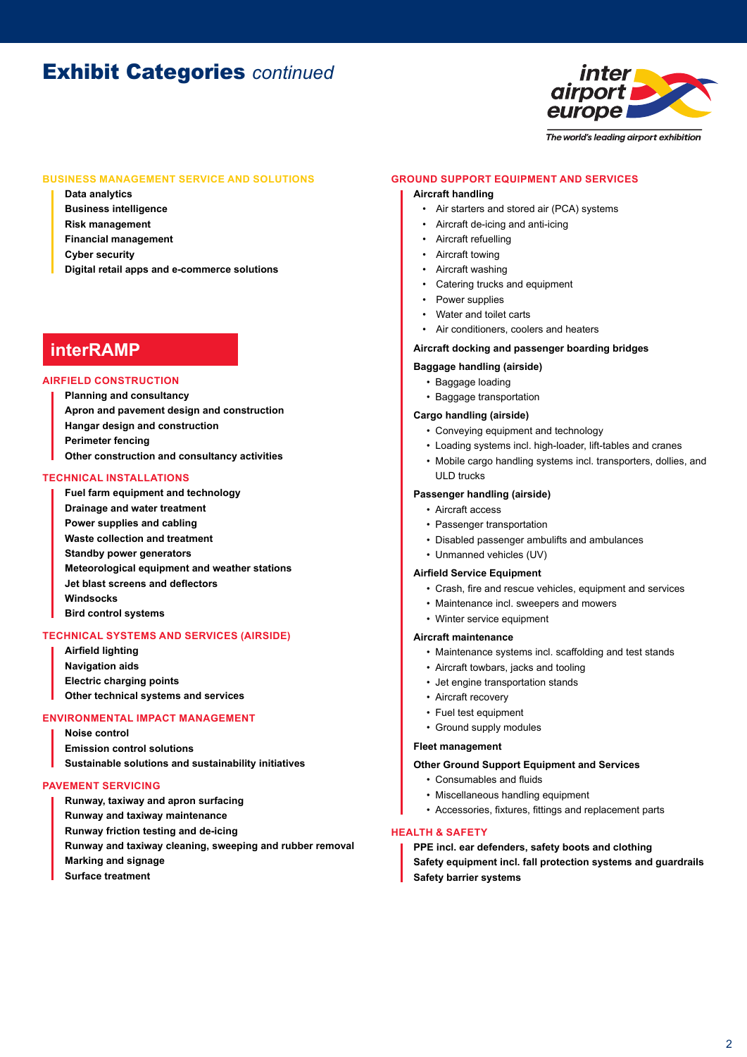# Exhibit Categories *continued*

inter airport europe

*The world's leading airport exhibition*

## BUSINESS MANAGEMENT SERVICE AND SOLUTIONS

**Data analytics**
**Business intelligence**
**Risk management**
**Financial management**
**Cyber security**
**Digital retail apps and e-commerce solutions**

# interRAMP

## AIRFIELD CONSTRUCTION

**Planning and consultancy**
**Apron and pavement design and construction**
**Hangar design and construction**
**Perimeter fencing**
**Other construction and consultancy activities**

## TECHNICAL INSTALLATIONS

**Fuel farm equipment and technology**
**Drainage and water treatment**
**Power supplies and cabling**
**Waste collection and treatment**
**Standby power generators**
**Meteorological equipment and weather stations**
**Jet blast screens and deflectors**
**Windsocks**
**Bird control systems**

## TECHNICAL SYSTEMS AND SERVICES (AIRSIDE)

**Airfield lighting**
**Navigation aids**
**Electric charging points**
**Other technical systems and services**

## ENVIRONMENTAL IMPACT MANAGEMENT

**Noise control**
**Emission control solutions**
**Sustainable solutions and sustainability initiatives**

## PAVEMENT SERVICING

**Runway, taxiway and apron surfacing**
**Runway and taxiway maintenance**
**Runway friction testing and de-icing**
**Runway and taxiway cleaning, sweeping and rubber removal**
**Marking and signage**
**Surface treatment**

## GROUND SUPPORT EQUIPMENT AND SERVICES

**Aircraft handling**
- Air starters and stored air (PCA) systems
- Aircraft de-icing and anti-icing
- Aircraft refuelling
- Aircraft towing
- Aircraft washing
- Catering trucks and equipment
- Power supplies
- Water and toilet carts
- Air conditioners, coolers and heaters

**Aircraft docking and passenger boarding bridges**

**Baggage handling (airside)**
- Baggage loading
- Baggage transportation

**Cargo handling (airside)**
- Conveying equipment and technology
- Loading systems incl. high-loader, lift-tables and cranes
- Mobile cargo handling systems incl. transporters, dollies, and ULD trucks

**Passenger handling (airside)**
- Aircraft access
- Passenger transportation
- Disabled passenger ambulifts and ambulances
- Unmanned vehicles (UV)

**Airfield Service Equipment**
- Crash, fire and rescue vehicles, equipment and services
- Maintenance incl. sweepers and mowers
- Winter service equipment

**Aircraft maintenance**
- Maintenance systems incl. scaffolding and test stands
- Aircraft towbars, jacks and tooling
- Jet engine transportation stands
- Aircraft recovery
- Fuel test equipment
- Ground supply modules

**Fleet management**

**Other Ground Support Equipment and Services**
- Consumables and fluids
- Miscellaneous handling equipment
- Accessories, fixtures, fittings and replacement parts

## HEALTH & SAFETY

**PPE incl. ear defenders, safety boots and clothing**
**Safety equipment incl. fall protection systems and guardrails**
**Safety barrier systems**